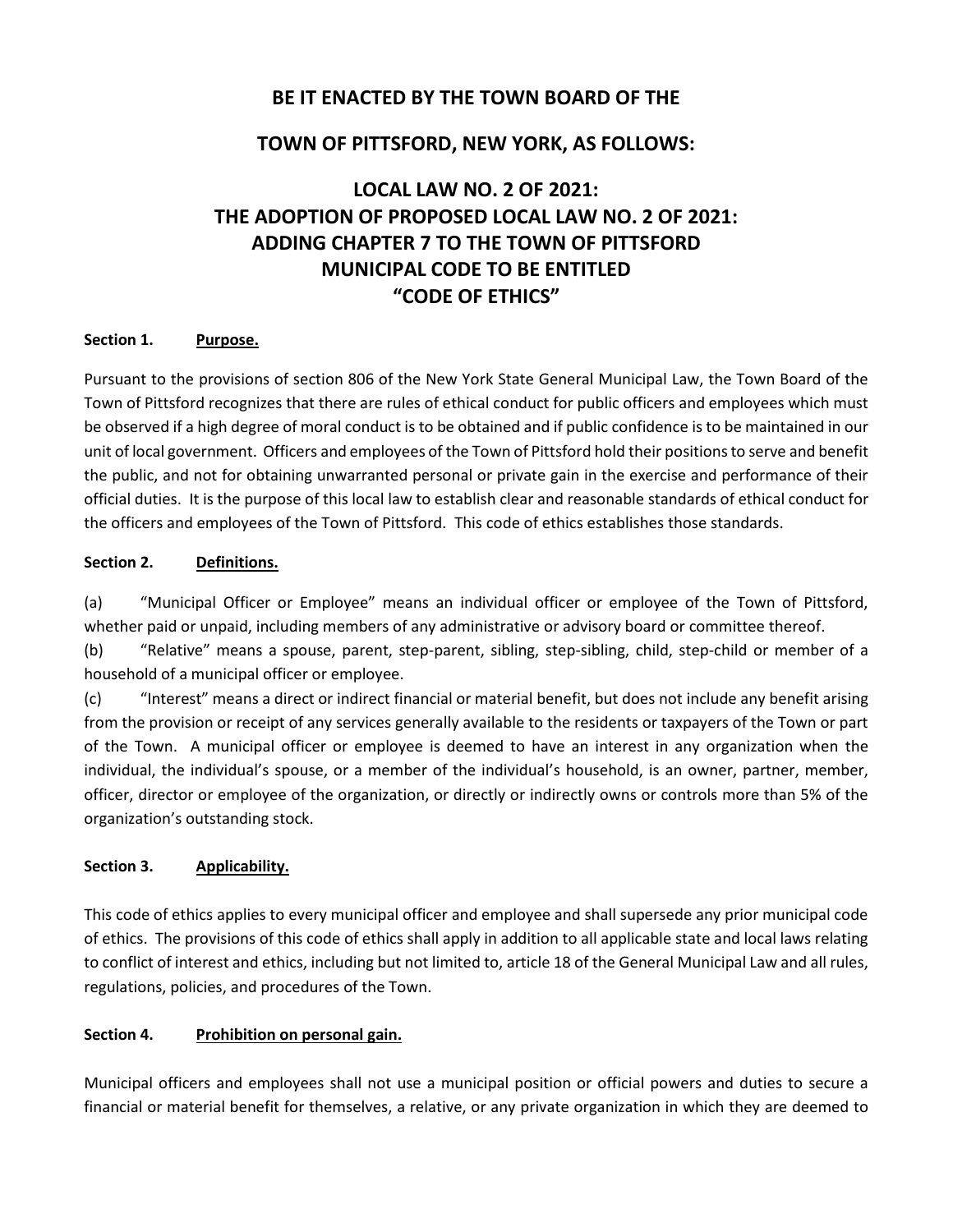# BE IT ENACTED BY THE TOWN BOARD OF THE

# TOWN OF PITTSFORD, NEW YORK, AS FOLLOWS:

# LOCAL LAW NO. 2 OF 2021: THE ADOPTION OF PROPOSED LOCAL LAW NO. 2 OF 2021: ADDING CHAPTER 7 TO THE TOWN OF PITTSFORD MUNICIPAL CODE TO BE ENTITLED "CODE OF ETHICS"

**Section 1. Purpose.**

Pursuant to the provisions of section 806 of the New York State General Municipal Law, the Town Board of the Town of Pittsford recognizes that there are rules of ethical conduct for public officers and employees which must be observed if a high degree of moral conduct is to be obtained and if public confidence is to be maintained in our unit of local government. Officers and employees of the Town of Pittsford hold their positions to serve and benefit the public, and not for obtaining unwarranted personal or private gain in the exercise and performance of their official duties. It is the purpose of this local law to establish clear and reasonable standards of ethical conduct for the officers and employees of the Town of Pittsford. This code of ethics establishes those standards.

**Section 2. Definitions.**

(a) "Municipal Officer or Employee" means an individual officer or employee of the Town of Pittsford, whether paid or unpaid, including members of any administrative or advisory board or committee thereof.

(b) "Relative" means a spouse, parent, step-parent, sibling, step-sibling, child, step-child or member of a household of a municipal officer or employee.

(c) "Interest" means a direct or indirect financial or material benefit, but does not include any benefit arising from the provision or receipt of any services generally available to the residents or taxpayers of the Town or part of the Town. A municipal officer or employee is deemed to have an interest in any organization when the individual, the individual's spouse, or a member of the individual's household, is an owner, partner, member, officer, director or employee of the organization, or directly or indirectly owns or controls more than 5% of the organization's outstanding stock.

**Section 3. Applicability.**

This code of ethics applies to every municipal officer and employee and shall supersede any prior municipal code of ethics. The provisions of this code of ethics shall apply in addition to all applicable state and local laws relating to conflict of interest and ethics, including but not limited to, article 18 of the General Municipal Law and all rules, regulations, policies, and procedures of the Town.

**Section 4. Prohibition on personal gain.**

Municipal officers and employees shall not use a municipal position or official powers and duties to secure a financial or material benefit for themselves, a relative, or any private organization in which they are deemed to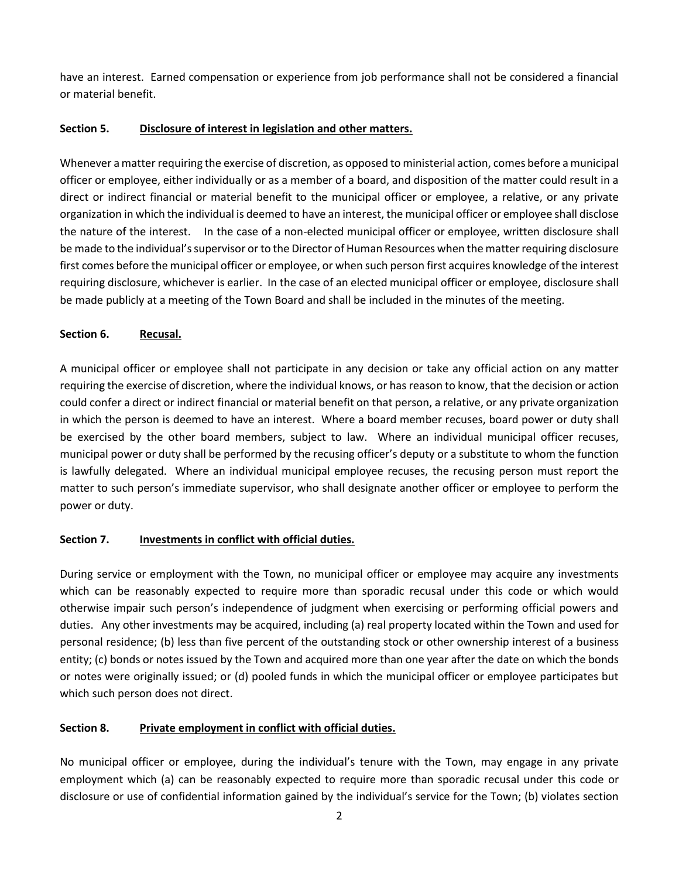have an interest. Earned compensation or experience from job performance shall not be considered a financial or material benefit.

**Section 5. Disclosure of interest in legislation and other matters.**

Whenever a matter requiring the exercise of discretion, as opposed to ministerial action, comes before a municipal officer or employee, either individually or as a member of a board, and disposition of the matter could result in a direct or indirect financial or material benefit to the municipal officer or employee, a relative, or any private organization in which the individual is deemed to have an interest, the municipal officer or employee shall disclose the nature of the interest. In the case of a non-elected municipal officer or employee, written disclosure shall be made to the individual's supervisor or to the Director of Human Resources when the matter requiring disclosure first comes before the municipal officer or employee, or when such person first acquires knowledge of the interest requiring disclosure, whichever is earlier. In the case of an elected municipal officer or employee, disclosure shall be made publicly at a meeting of the Town Board and shall be included in the minutes of the meeting.

**Section 6. Recusal.**

A municipal officer or employee shall not participate in any decision or take any official action on any matter requiring the exercise of discretion, where the individual knows, or has reason to know, that the decision or action could confer a direct or indirect financial or material benefit on that person, a relative, or any private organization in which the person is deemed to have an interest. Where a board member recuses, board power or duty shall be exercised by the other board members, subject to law. Where an individual municipal officer recuses, municipal power or duty shall be performed by the recusing officer's deputy or a substitute to whom the function is lawfully delegated. Where an individual municipal employee recuses, the recusing person must report the matter to such person's immediate supervisor, who shall designate another officer or employee to perform the power or duty.

**Section 7. Investments in conflict with official duties.**

During service or employment with the Town, no municipal officer or employee may acquire any investments which can be reasonably expected to require more than sporadic recusal under this code or which would otherwise impair such person's independence of judgment when exercising or performing official powers and duties. Any other investments may be acquired, including (a) real property located within the Town and used for personal residence; (b) less than five percent of the outstanding stock or other ownership interest of a business entity; (c) bonds or notes issued by the Town and acquired more than one year after the date on which the bonds or notes were originally issued; or (d) pooled funds in which the municipal officer or employee participates but which such person does not direct.

**Section 8. Private employment in conflict with official duties.**

No municipal officer or employee, during the individual's tenure with the Town, may engage in any private employment which (a) can be reasonably expected to require more than sporadic recusal under this code or disclosure or use of confidential information gained by the individual's service for the Town; (b) violates section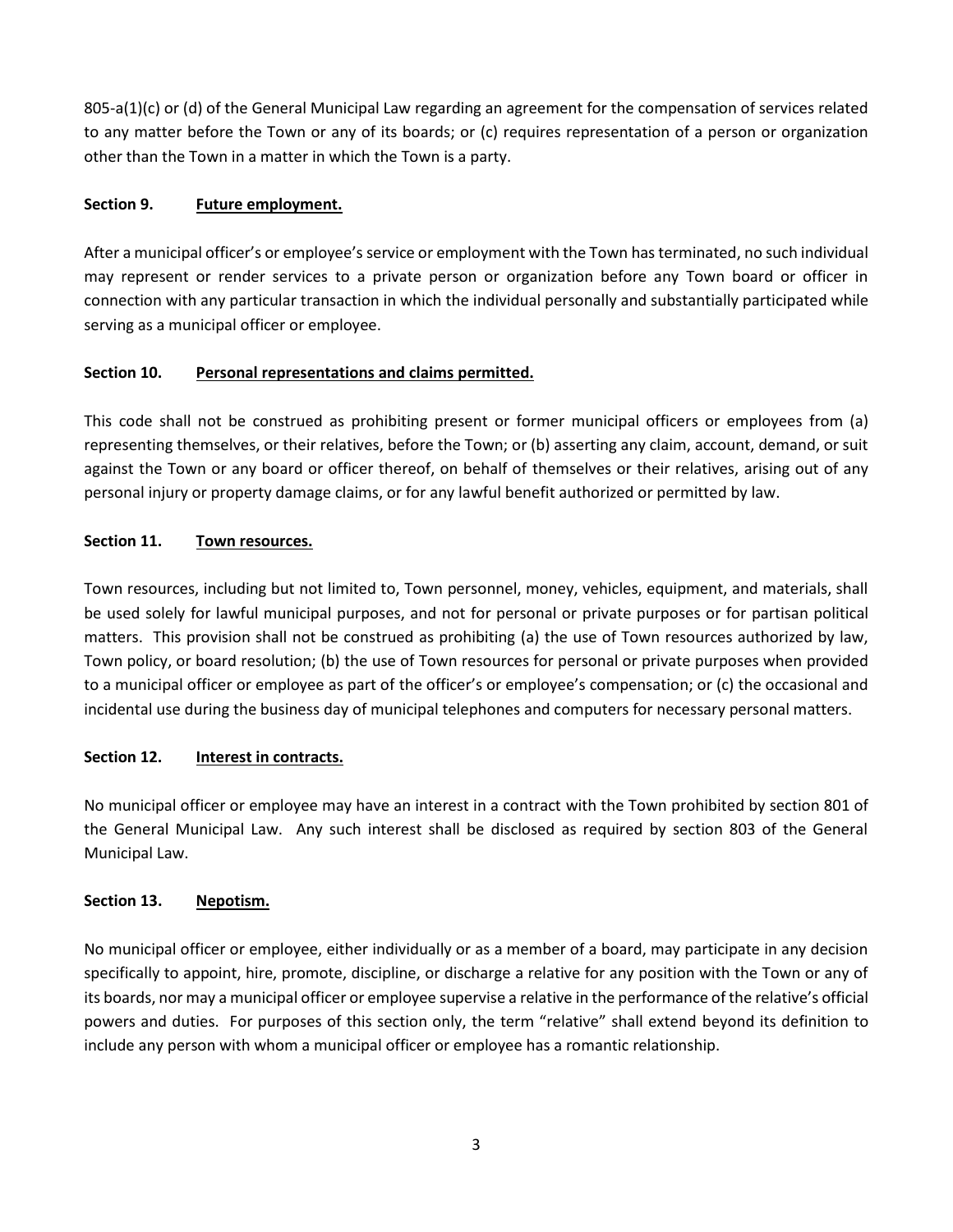805-a(1)(c) or (d) of the General Municipal Law regarding an agreement for the compensation of services related to any matter before the Town or any of its boards; or (c) requires representation of a person or organization other than the Town in a matter in which the Town is a party.

**Section 9. <u>Future employment.</u>**

After a municipal officer's or employee's service or employment with the Town has terminated, no such individual may represent or render services to a private person or organization before any Town board or officer in connection with any particular transaction in which the individual personally and substantially participated while serving as a municipal officer or employee.

**Section 10. <u>Personal representations and claims permitted.</u>**

This code shall not be construed as prohibiting present or former municipal officers or employees from (a) representing themselves, or their relatives, before the Town; or (b) asserting any claim, account, demand, or suit against the Town or any board or officer thereof, on behalf of themselves or their relatives, arising out of any personal injury or property damage claims, or for any lawful benefit authorized or permitted by law.

**Section 11. <u>Town resources.</u>**

Town resources, including but not limited to, Town personnel, money, vehicles, equipment, and materials, shall be used solely for lawful municipal purposes, and not for personal or private purposes or for partisan political matters. This provision shall not be construed as prohibiting (a) the use of Town resources authorized by law, Town policy, or board resolution; (b) the use of Town resources for personal or private purposes when provided to a municipal officer or employee as part of the officer's or employee's compensation; or (c) the occasional and incidental use during the business day of municipal telephones and computers for necessary personal matters.

**Section 12. <u>Interest in contracts.</u>**

No municipal officer or employee may have an interest in a contract with the Town prohibited by section 801 of the General Municipal Law. Any such interest shall be disclosed as required by section 803 of the General Municipal Law.

**Section 13. <u>Nepotism.</u>**

No municipal officer or employee, either individually or as a member of a board, may participate in any decision specifically to appoint, hire, promote, discipline, or discharge a relative for any position with the Town or any of its boards, nor may a municipal officer or employee supervise a relative in the performance of the relative's official powers and duties. For purposes of this section only, the term "relative" shall extend beyond its definition to include any person with whom a municipal officer or employee has a romantic relationship.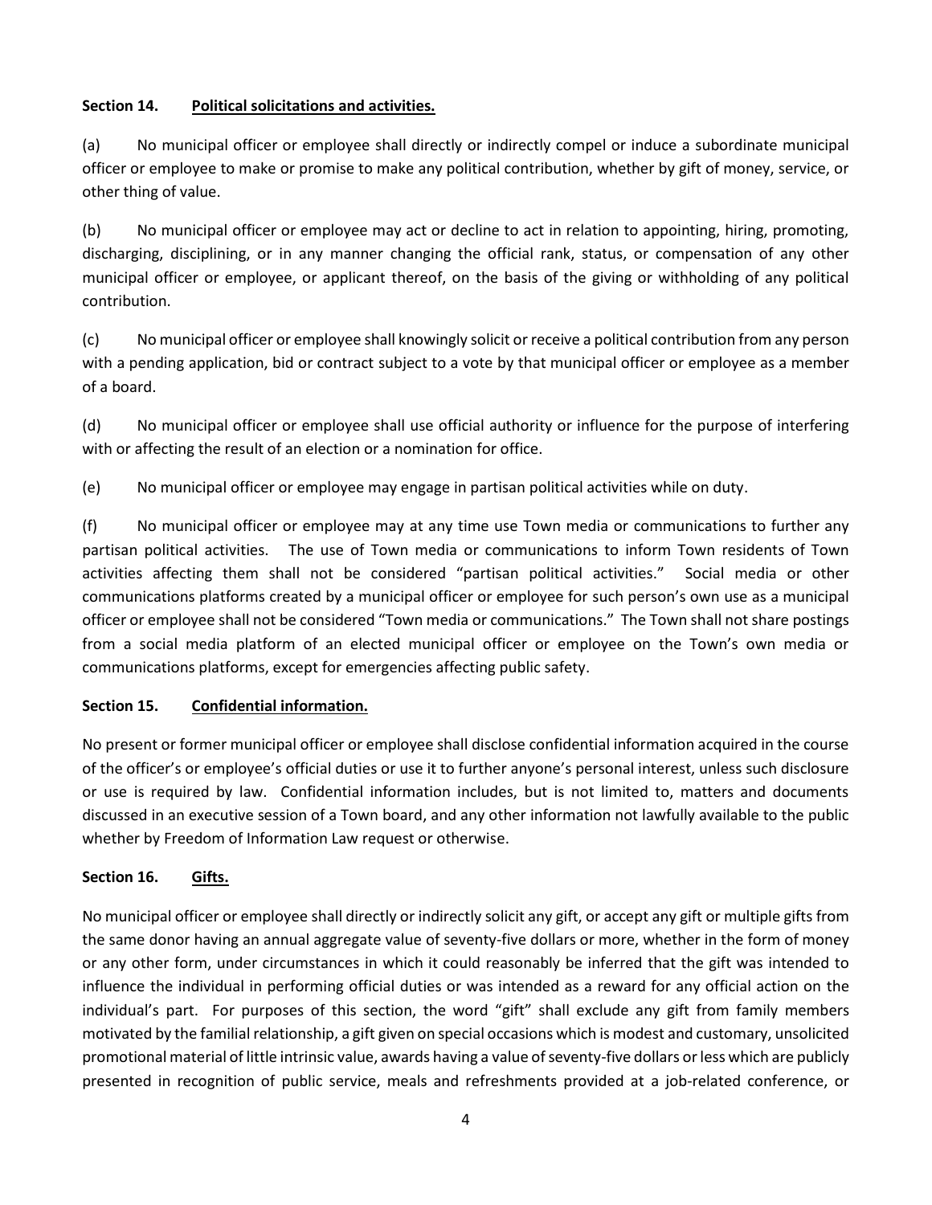**Section 14. <u>Political solicitations and activities.</u>**

(a) No municipal officer or employee shall directly or indirectly compel or induce a subordinate municipal officer or employee to make or promise to make any political contribution, whether by gift of money, service, or other thing of value.

(b) No municipal officer or employee may act or decline to act in relation to appointing, hiring, promoting, discharging, disciplining, or in any manner changing the official rank, status, or compensation of any other municipal officer or employee, or applicant thereof, on the basis of the giving or withholding of any political contribution.

(c) No municipal officer or employee shall knowingly solicit or receive a political contribution from any person with a pending application, bid or contract subject to a vote by that municipal officer or employee as a member of a board.

(d) No municipal officer or employee shall use official authority or influence for the purpose of interfering with or affecting the result of an election or a nomination for office.

(e) No municipal officer or employee may engage in partisan political activities while on duty.

(f) No municipal officer or employee may at any time use Town media or communications to further any partisan political activities. The use of Town media or communications to inform Town residents of Town activities affecting them shall not be considered "partisan political activities." Social media or other communications platforms created by a municipal officer or employee for such person's own use as a municipal officer or employee shall not be considered "Town media or communications." The Town shall not share postings from a social media platform of an elected municipal officer or employee on the Town's own media or communications platforms, except for emergencies affecting public safety.

**Section 15. <u>Confidential information.</u>**

No present or former municipal officer or employee shall disclose confidential information acquired in the course of the officer's or employee's official duties or use it to further anyone's personal interest, unless such disclosure or use is required by law. Confidential information includes, but is not limited to, matters and documents discussed in an executive session of a Town board, and any other information not lawfully available to the public whether by Freedom of Information Law request or otherwise.

**Section 16. <u>Gifts.</u>**

No municipal officer or employee shall directly or indirectly solicit any gift, or accept any gift or multiple gifts from the same donor having an annual aggregate value of seventy-five dollars or more, whether in the form of money or any other form, under circumstances in which it could reasonably be inferred that the gift was intended to influence the individual in performing official duties or was intended as a reward for any official action on the individual's part. For purposes of this section, the word "gift" shall exclude any gift from family members motivated by the familial relationship, a gift given on special occasions which is modest and customary, unsolicited promotional material of little intrinsic value, awards having a value of seventy-five dollars or less which are publicly presented in recognition of public service, meals and refreshments provided at a job-related conference, or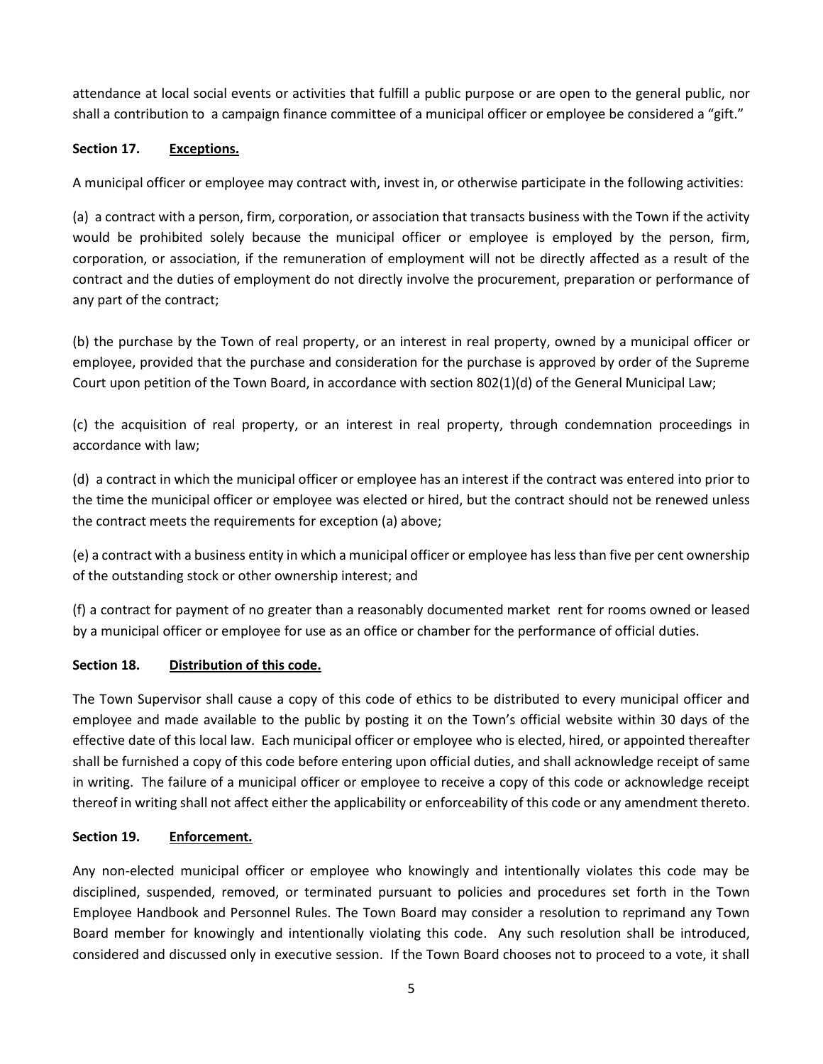attendance at local social events or activities that fulfill a public purpose or are open to the general public, nor shall a contribution to a campaign finance committee of a municipal officer or employee be considered a "gift."

**Section 17. <u>Exceptions.</u>**

A municipal officer or employee may contract with, invest in, or otherwise participate in the following activities:

(a) a contract with a person, firm, corporation, or association that transacts business with the Town if the activity would be prohibited solely because the municipal officer or employee is employed by the person, firm, corporation, or association, if the remuneration of employment will not be directly affected as a result of the contract and the duties of employment do not directly involve the procurement, preparation or performance of any part of the contract;

(b) the purchase by the Town of real property, or an interest in real property, owned by a municipal officer or employee, provided that the purchase and consideration for the purchase is approved by order of the Supreme Court upon petition of the Town Board, in accordance with section 802(1)(d) of the General Municipal Law;

(c) the acquisition of real property, or an interest in real property, through condemnation proceedings in accordance with law;

(d) a contract in which the municipal officer or employee has an interest if the contract was entered into prior to the time the municipal officer or employee was elected or hired, but the contract should not be renewed unless the contract meets the requirements for exception (a) above;

(e) a contract with a business entity in which a municipal officer or employee has less than five per cent ownership of the outstanding stock or other ownership interest; and

(f) a contract for payment of no greater than a reasonably documented market rent for rooms owned or leased by a municipal officer or employee for use as an office or chamber for the performance of official duties.

**Section 18. <u>Distribution of this code.</u>**

The Town Supervisor shall cause a copy of this code of ethics to be distributed to every municipal officer and employee and made available to the public by posting it on the Town's official website within 30 days of the effective date of this local law. Each municipal officer or employee who is elected, hired, or appointed thereafter shall be furnished a copy of this code before entering upon official duties, and shall acknowledge receipt of same in writing. The failure of a municipal officer or employee to receive a copy of this code or acknowledge receipt thereof in writing shall not affect either the applicability or enforceability of this code or any amendment thereto.

**Section 19. <u>Enforcement.</u>**

Any non-elected municipal officer or employee who knowingly and intentionally violates this code may be disciplined, suspended, removed, or terminated pursuant to policies and procedures set forth in the Town Employee Handbook and Personnel Rules. The Town Board may consider a resolution to reprimand any Town Board member for knowingly and intentionally violating this code. Any such resolution shall be introduced, considered and discussed only in executive session. If the Town Board chooses not to proceed to a vote, it shall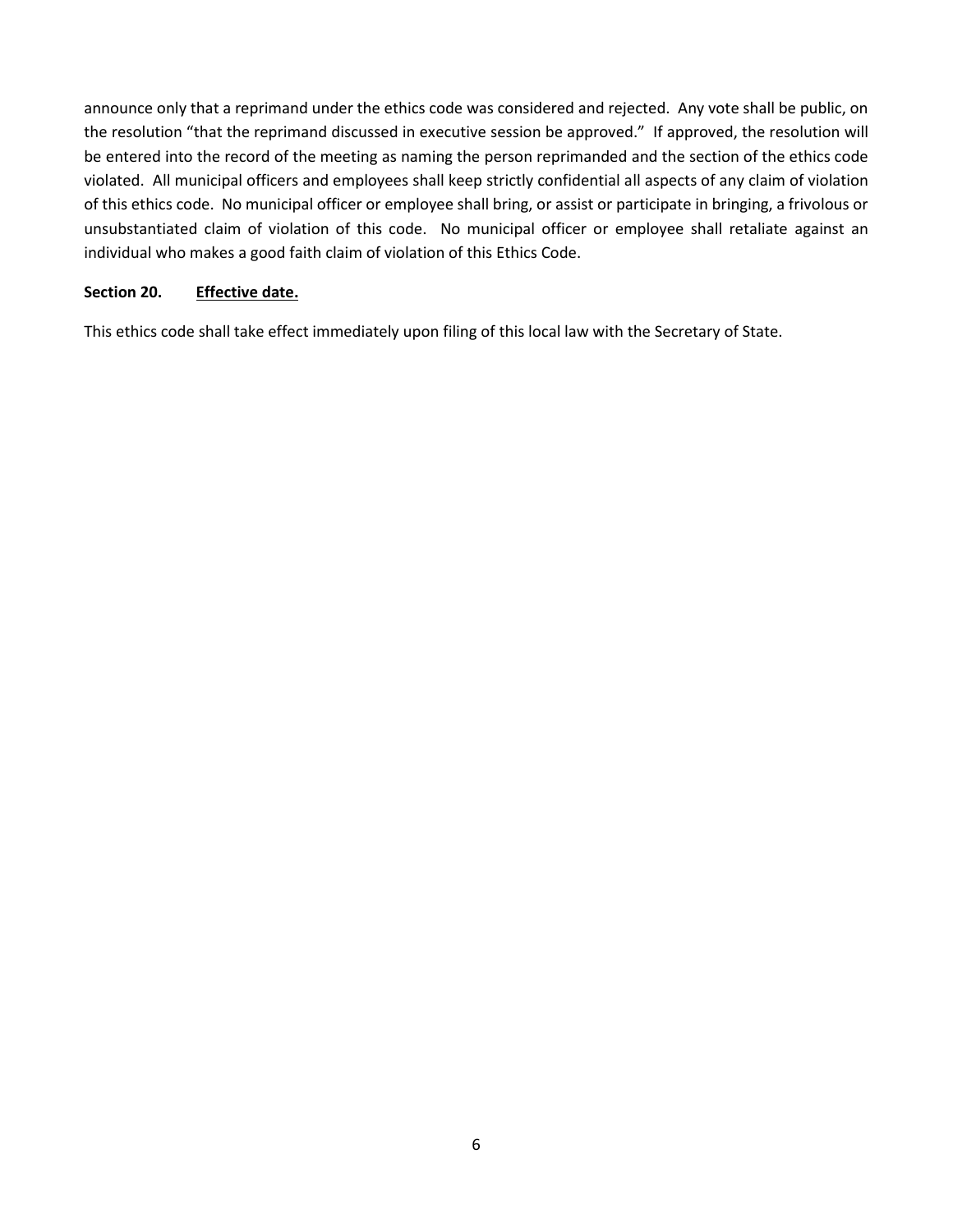announce only that a reprimand under the ethics code was considered and rejected. Any vote shall be public, on the resolution "that the reprimand discussed in executive session be approved." If approved, the resolution will be entered into the record of the meeting as naming the person reprimanded and the section of the ethics code violated. All municipal officers and employees shall keep strictly confidential all aspects of any claim of violation of this ethics code. No municipal officer or employee shall bring, or assist or participate in bringing, a frivolous or unsubstantiated claim of violation of this code. No municipal officer or employee shall retaliate against an individual who makes a good faith claim of violation of this Ethics Code.

**Section 20. Effective date.**

This ethics code shall take effect immediately upon filing of this local law with the Secretary of State.